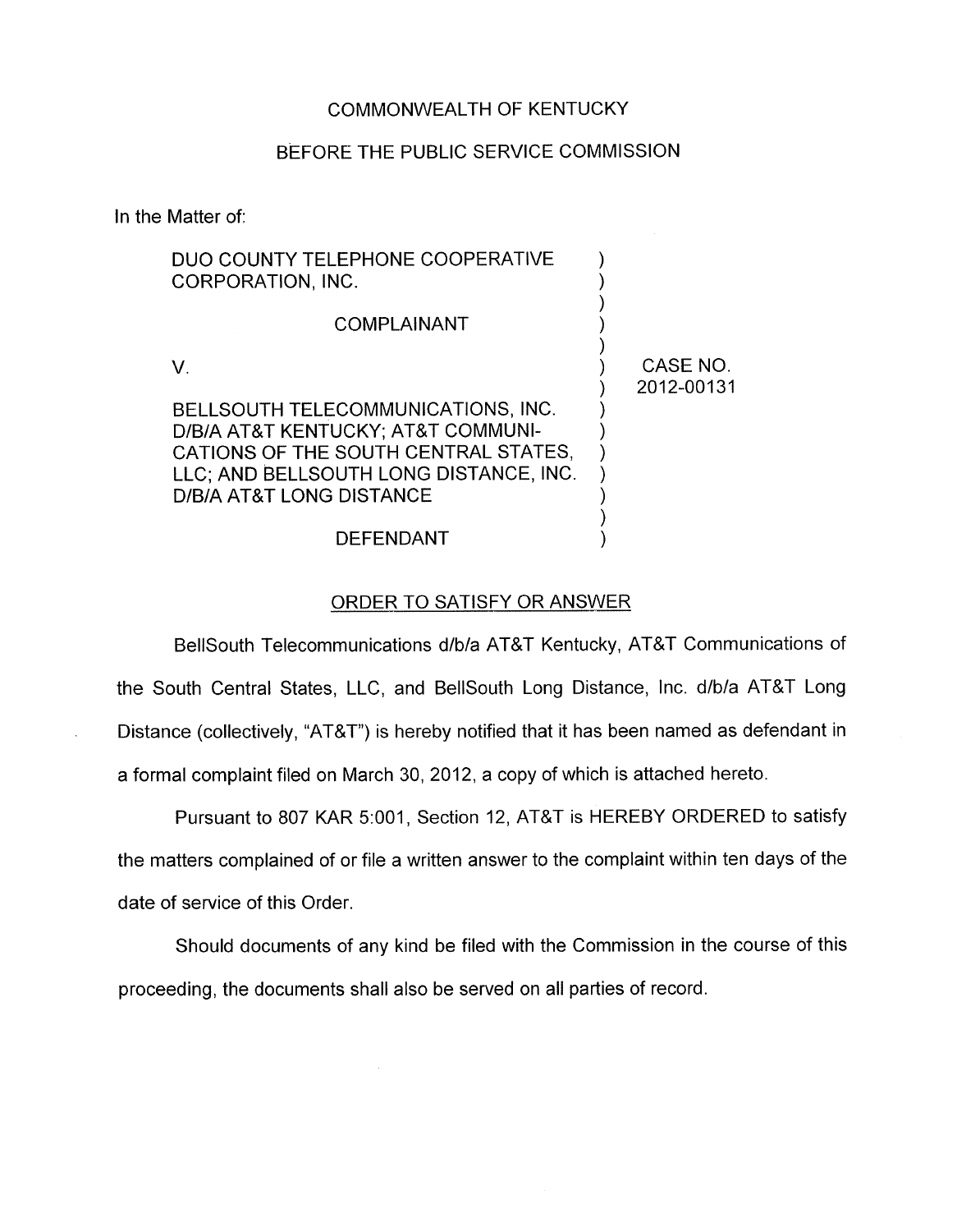COMMONWEALTH OF KENTUCKY

BEFORE THE PUBLIC SERVICE COMMISSION

In the Matter of:

| | | |
|---|---|---|
| DUO COUNTY TELEPHONE COOPERATIVE CORPORATION, INC. | ) | |
| COMPLAINANT | ) | |
| V. | ) | CASE NO. 2012-00131 |
| BELLSOUTH TELECOMMUNICATIONS, INC. D/B/A AT&T KENTUCKY; AT&T COMMUNICATIONS OF THE SOUTH CENTRAL STATES, LLC; AND BELLSOUTH LONG DISTANCE, INC. D/B/A AT&T LONG DISTANCE | ) | |
| DEFENDANT | ) | |

## ORDER TO SATISFY OR ANSWER

BellSouth Telecommunications d/b/a AT&T Kentucky, AT&T Communications of the South Central States, LLC, and BellSouth Long Distance, Inc. d/b/a AT&T Long Distance (collectively, "AT&T") is hereby notified that it has been named as defendant in a formal complaint filed on March 30, 2012, a copy of which is attached hereto.

Pursuant to 807 KAR 5:001, Section 12, AT&T is HEREBY ORDERED to satisfy the matters complained of or file a written answer to the complaint within ten days of the date of service of this Order.

Should documents of any kind be filed with the Commission in the course of this proceeding, the documents shall also be served on all parties of record.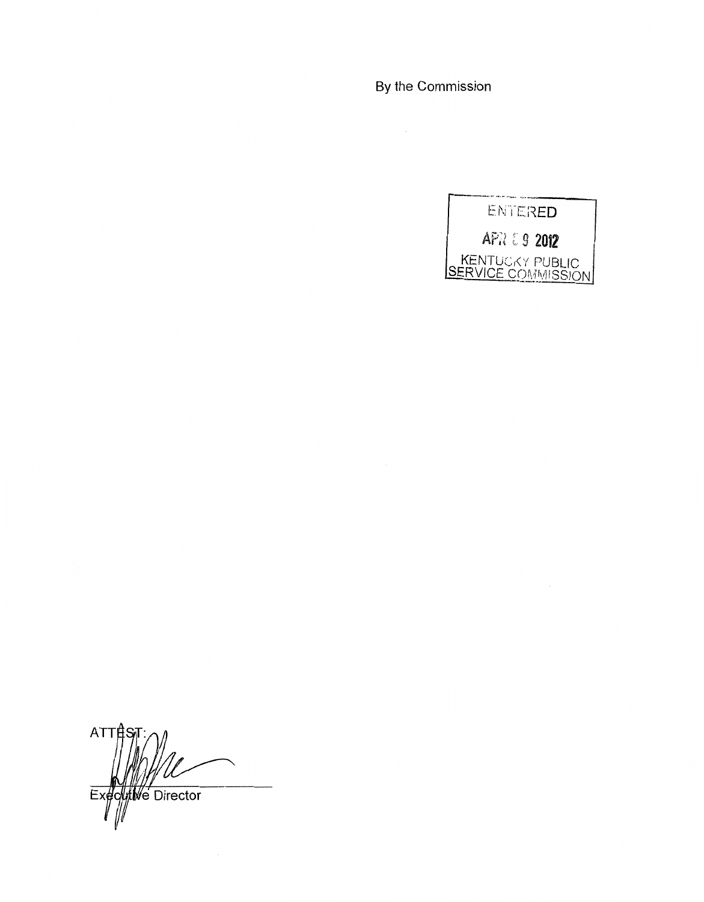By the Commission

ENTERED

APR 09 2012

KENTUCKY PUBLIC SERVICE COMMISSION

ATTEST:

Executive Director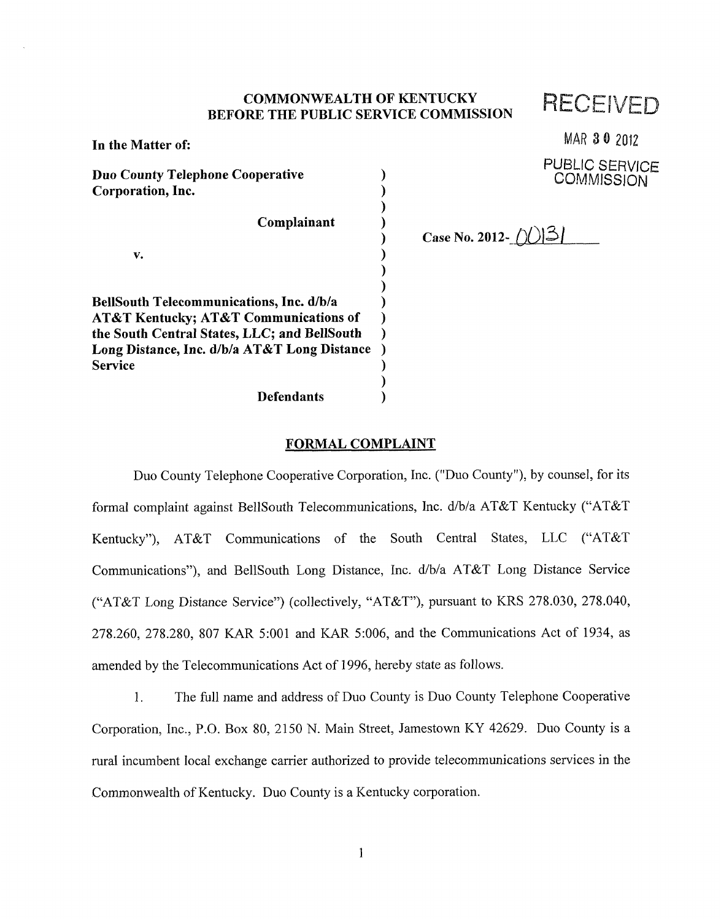**COMMONWEALTH OF KENTUCKY**
**BEFORE THE PUBLIC SERVICE COMMISSION**

RECEIVED

MAR 30 2012

PUBLIC SERVICE COMMISSION

**In the Matter of:**

| | | |
|---|---|---|
| **Duo County Telephone Cooperative Corporation, Inc.** | ) | |
| **Complainant** | ) | **Case No. 2012-** 00131 |
| **v.** | ) | |
| **BellSouth Telecommunications, Inc. d/b/a AT&T Kentucky; AT&T Communications of the South Central States, LLC; and BellSouth Long Distance, Inc. d/b/a AT&T Long Distance Service** | ) | |
| **Defendants** | ) | |

## FORMAL COMPLAINT

Duo County Telephone Cooperative Corporation, Inc. ("Duo County"), by counsel, for its formal complaint against BellSouth Telecommunications, Inc. d/b/a AT&T Kentucky ("AT&T Kentucky"), AT&T Communications of the South Central States, LLC ("AT&T Communications"), and BellSouth Long Distance, Inc. d/b/a AT&T Long Distance Service ("AT&T Long Distance Service") (collectively, "AT&T"), pursuant to KRS 278.030, 278.040, 278.260, 278.280, 807 KAR 5:001 and KAR 5:006, and the Communications Act of 1934, as amended by the Telecommunications Act of 1996, hereby state as follows.

1. The full name and address of Duo County is Duo County Telephone Cooperative Corporation, Inc., P.O. Box 80, 2150 N. Main Street, Jamestown KY 42629. Duo County is a rural incumbent local exchange carrier authorized to provide telecommunications services in the Commonwealth of Kentucky. Duo County is a Kentucky corporation.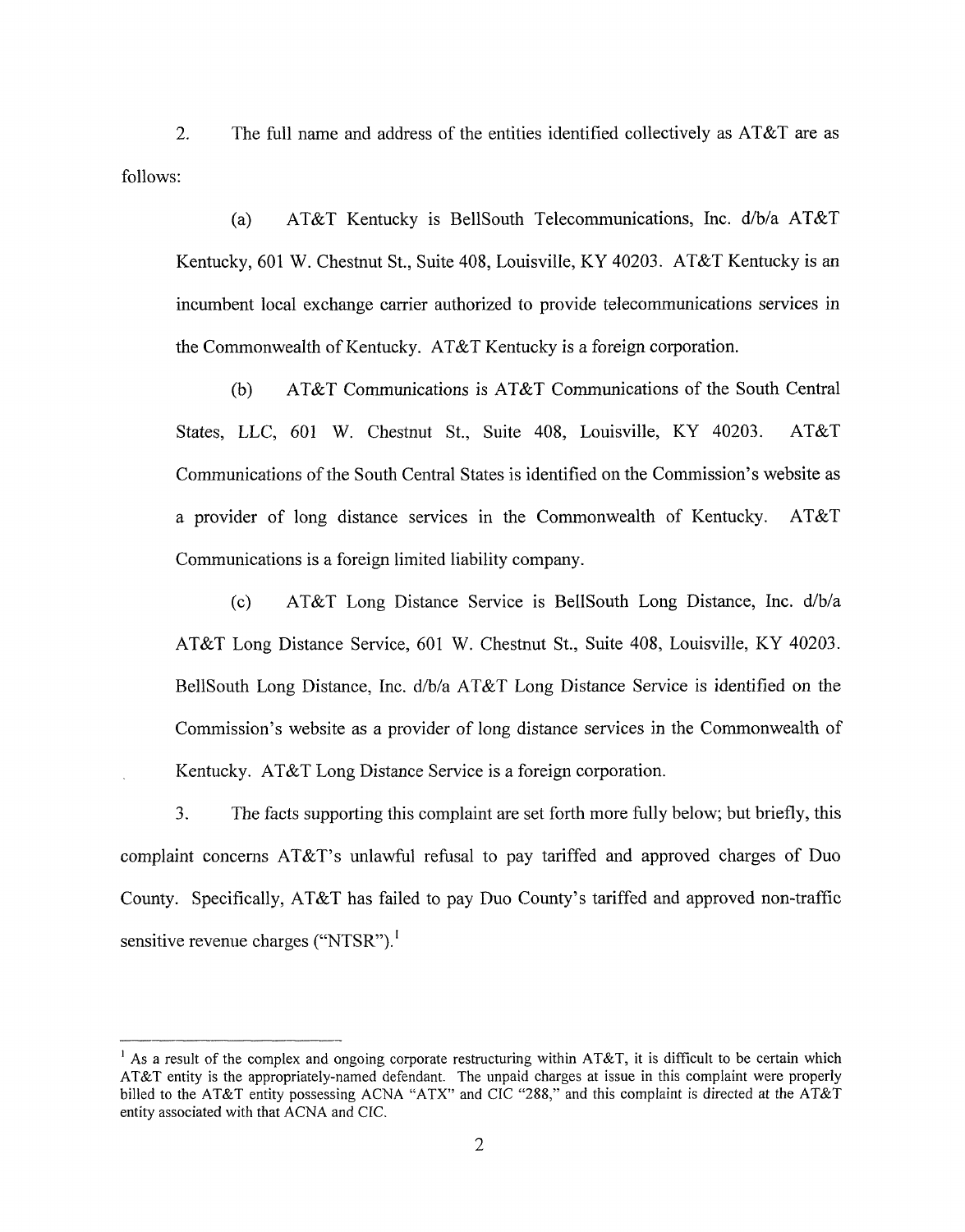2. The full name and address of the entities identified collectively as AT&T are as follows:

(a) AT&T Kentucky is BellSouth Telecommunications, Inc. d/b/a AT&T Kentucky, 601 W. Chestnut St., Suite 408, Louisville, KY 40203. AT&T Kentucky is an incumbent local exchange carrier authorized to provide telecommunications services in the Commonwealth of Kentucky. AT&T Kentucky is a foreign corporation.

(b) AT&T Communications is AT&T Communications of the South Central States, LLC, 601 W. Chestnut St., Suite 408, Louisville, KY 40203. AT&T Communications of the South Central States is identified on the Commission's website as a provider of long distance services in the Commonwealth of Kentucky. AT&T Communications is a foreign limited liability company.

(c) AT&T Long Distance Service is BellSouth Long Distance, Inc. d/b/a AT&T Long Distance Service, 601 W. Chestnut St., Suite 408, Louisville, KY 40203. BellSouth Long Distance, Inc. d/b/a AT&T Long Distance Service is identified on the Commission's website as a provider of long distance services in the Commonwealth of Kentucky. AT&T Long Distance Service is a foreign corporation.

3. The facts supporting this complaint are set forth more fully below; but briefly, this complaint concerns AT&T's unlawful refusal to pay tariffed and approved charges of Duo County. Specifically, AT&T has failed to pay Duo County's tariffed and approved non-traffic sensitive revenue charges ("NTSR").[1]

---

[1] As a result of the complex and ongoing corporate restructuring within AT&T, it is difficult to be certain which AT&T entity is the appropriately-named defendant. The unpaid charges at issue in this complaint were properly billed to the AT&T entity possessing ACNA "ATX" and CIC "288," and this complaint is directed at the AT&T entity associated with that ACNA and CIC.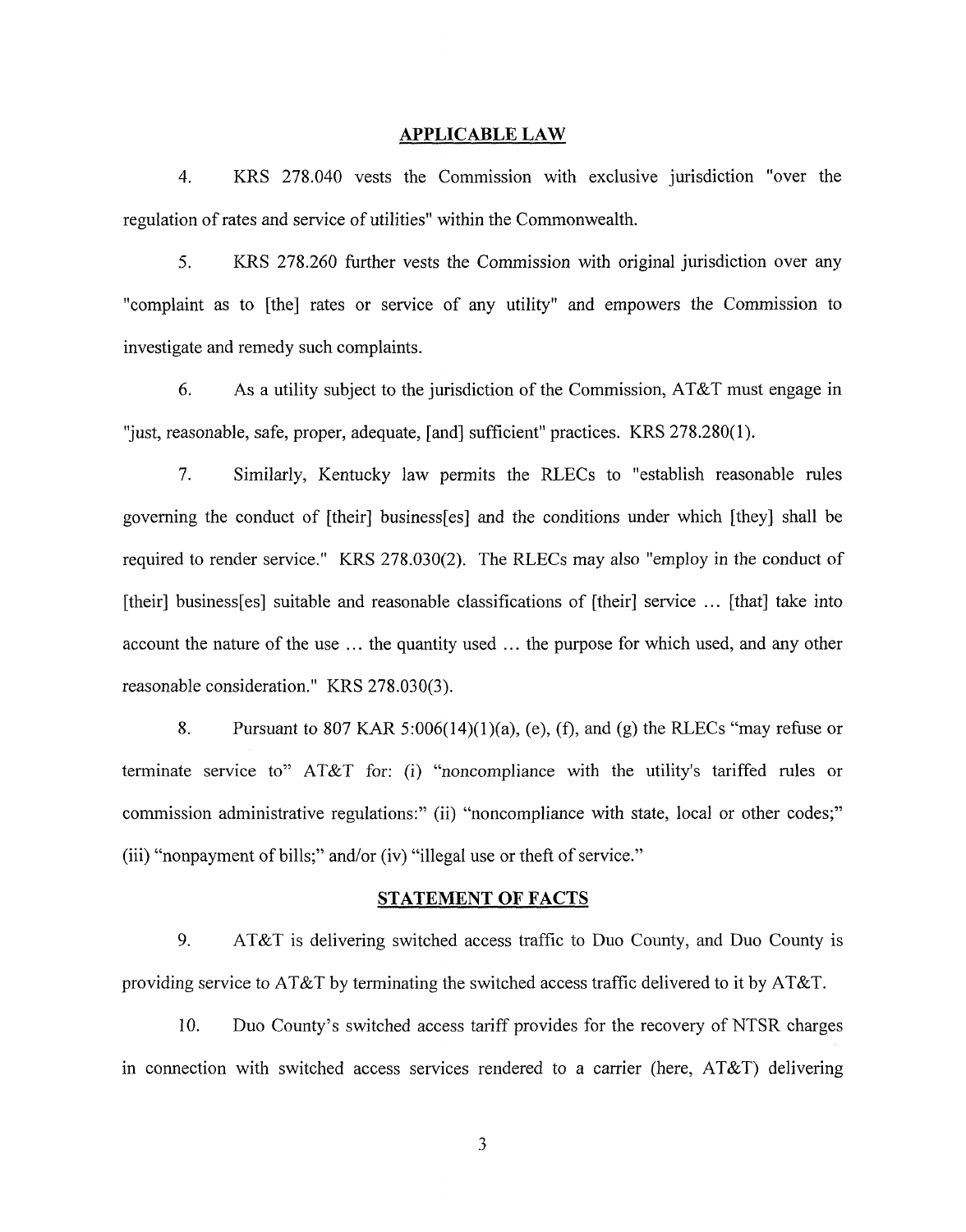## APPLICABLE LAW

4. KRS 278.040 vests the Commission with exclusive jurisdiction "over the regulation of rates and service of utilities" within the Commonwealth.

5. KRS 278.260 further vests the Commission with original jurisdiction over any "complaint as to [the] rates or service of any utility" and empowers the Commission to investigate and remedy such complaints.

6. As a utility subject to the jurisdiction of the Commission, AT&T must engage in "just, reasonable, safe, proper, adequate, [and] sufficient" practices. KRS 278.280(1).

7. Similarly, Kentucky law permits the RLECs to "establish reasonable rules governing the conduct of [their] business[es] and the conditions under which [they] shall be required to render service." KRS 278.030(2). The RLECs may also "employ in the conduct of [their] business[es] suitable and reasonable classifications of [their] service ... [that] take into account the nature of the use ... the quantity used ... the purpose for which used, and any other reasonable consideration." KRS 278.030(3).

8. Pursuant to 807 KAR 5:006(14)(1)(a), (e), (f), and (g) the RLECs "may refuse or terminate service to" AT&T for: (i) "noncompliance with the utility's tariffed rules or commission administrative regulations:" (ii) "noncompliance with state, local or other codes;" (iii) "nonpayment of bills;" and/or (iv) "illegal use or theft of service."

## STATEMENT OF FACTS

9. AT&T is delivering switched access traffic to Duo County, and Duo County is providing service to AT&T by terminating the switched access traffic delivered to it by AT&T.

10. Duo County's switched access tariff provides for the recovery of NTSR charges in connection with switched access services rendered to a carrier (here, AT&T) delivering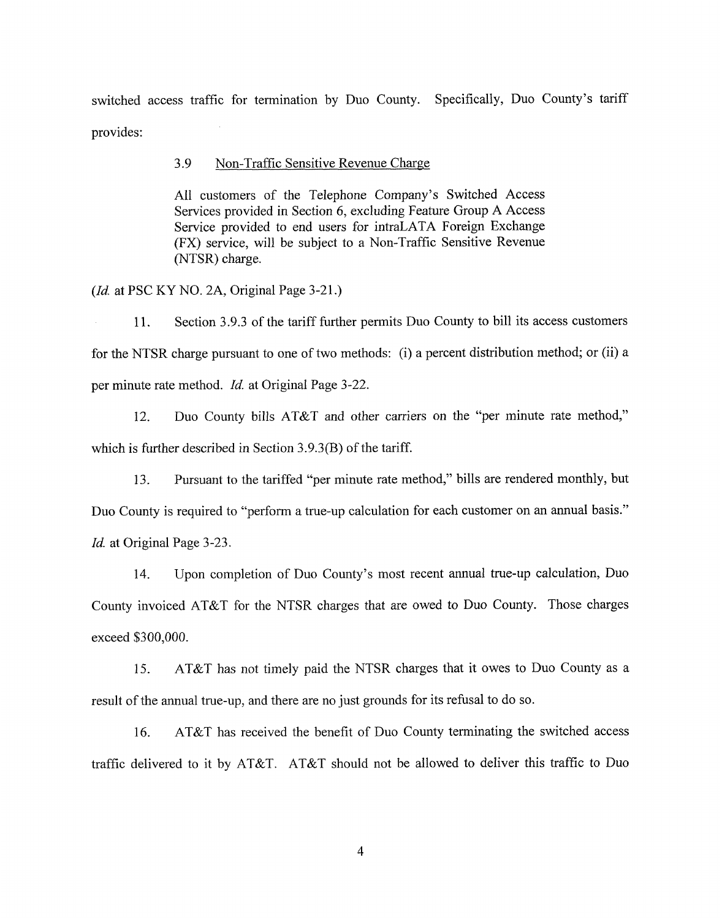switched access traffic for termination by Duo County. Specifically, Duo County's tariff provides:

> 3.9 <u>Non-Traffic Sensitive Revenue Charge</u>
>
> All customers of the Telephone Company's Switched Access Services provided in Section 6, excluding Feature Group A Access Service provided to end users for intraLATA Foreign Exchange (FX) service, will be subject to a Non-Traffic Sensitive Revenue (NTSR) charge.

(*Id.* at PSC KY NO. 2A, Original Page 3-21.)

11. Section 3.9.3 of the tariff further permits Duo County to bill its access customers for the NTSR charge pursuant to one of two methods: (i) a percent distribution method; or (ii) a per minute rate method. *Id.* at Original Page 3-22.

12. Duo County bills AT&T and other carriers on the "per minute rate method," which is further described in Section 3.9.3(B) of the tariff.

13. Pursuant to the tariffed "per minute rate method," bills are rendered monthly, but Duo County is required to "perform a true-up calculation for each customer on an annual basis." *Id.* at Original Page 3-23.

14. Upon completion of Duo County's most recent annual true-up calculation, Duo County invoiced AT&T for the NTSR charges that are owed to Duo County. Those charges exceed $300,000.

15. AT&T has not timely paid the NTSR charges that it owes to Duo County as a result of the annual true-up, and there are no just grounds for its refusal to do so.

16. AT&T has received the benefit of Duo County terminating the switched access traffic delivered to it by AT&T. AT&T should not be allowed to deliver this traffic to Duo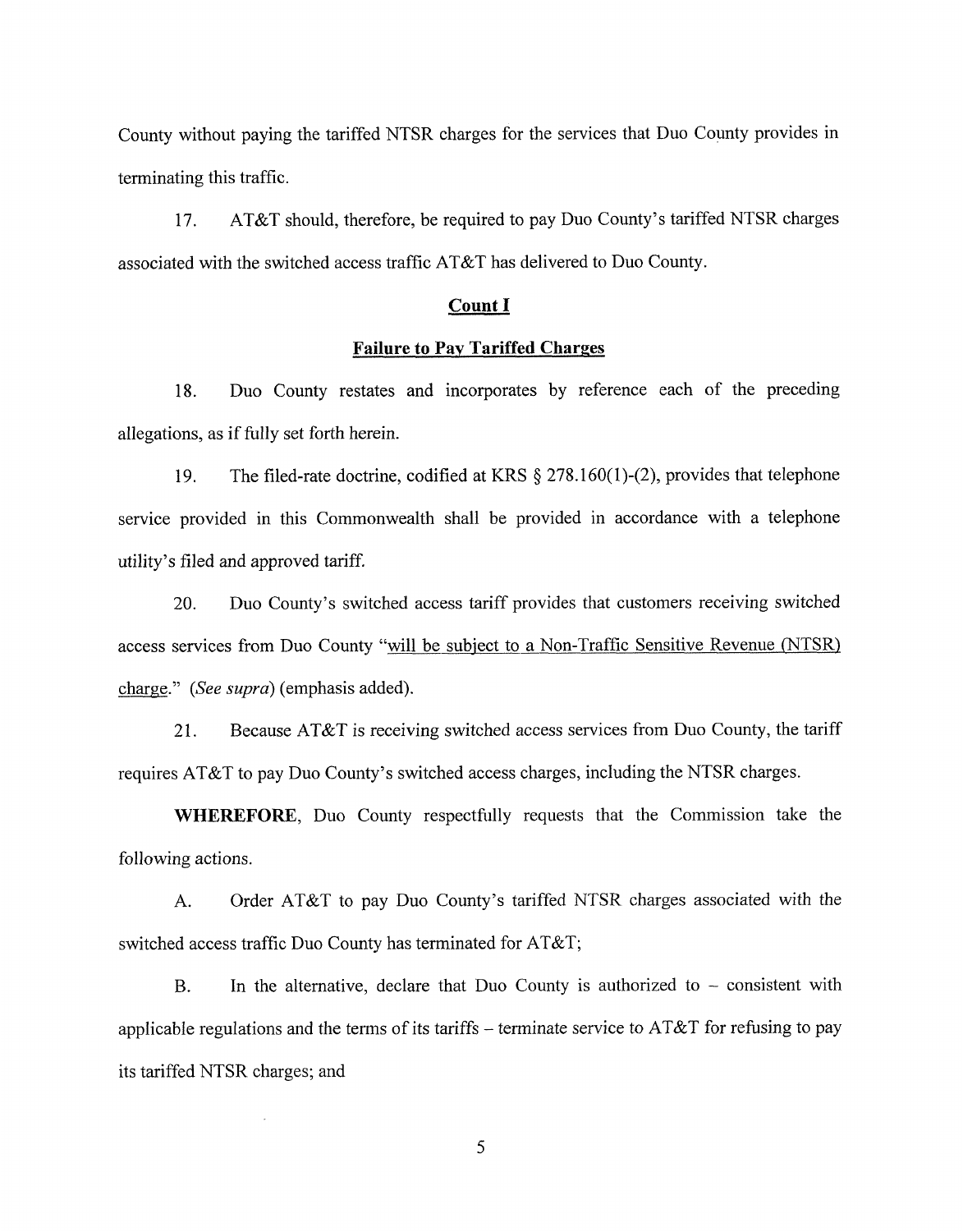County without paying the tariffed NTSR charges for the services that Duo County provides in terminating this traffic.

17. AT&T should, therefore, be required to pay Duo County's tariffed NTSR charges associated with the switched access traffic AT&T has delivered to Duo County.

## Count I

## Failure to Pay Tariffed Charges

18. Duo County restates and incorporates by reference each of the preceding allegations, as if fully set forth herein.

19. The filed-rate doctrine, codified at KRS § 278.160(1)-(2), provides that telephone service provided in this Commonwealth shall be provided in accordance with a telephone utility's filed and approved tariff.

20. Duo County's switched access tariff provides that customers receiving switched access services from Duo County "will be subject to a Non-Traffic Sensitive Revenue (NTSR) charge." (*See supra*) (emphasis added).

21. Because AT&T is receiving switched access services from Duo County, the tariff requires AT&T to pay Duo County's switched access charges, including the NTSR charges.

**WHEREFORE**, Duo County respectfully requests that the Commission take the following actions.

A. Order AT&T to pay Duo County's tariffed NTSR charges associated with the switched access traffic Duo County has terminated for AT&T;

B. In the alternative, declare that Duo County is authorized to – consistent with applicable regulations and the terms of its tariffs – terminate service to AT&T for refusing to pay its tariffed NTSR charges; and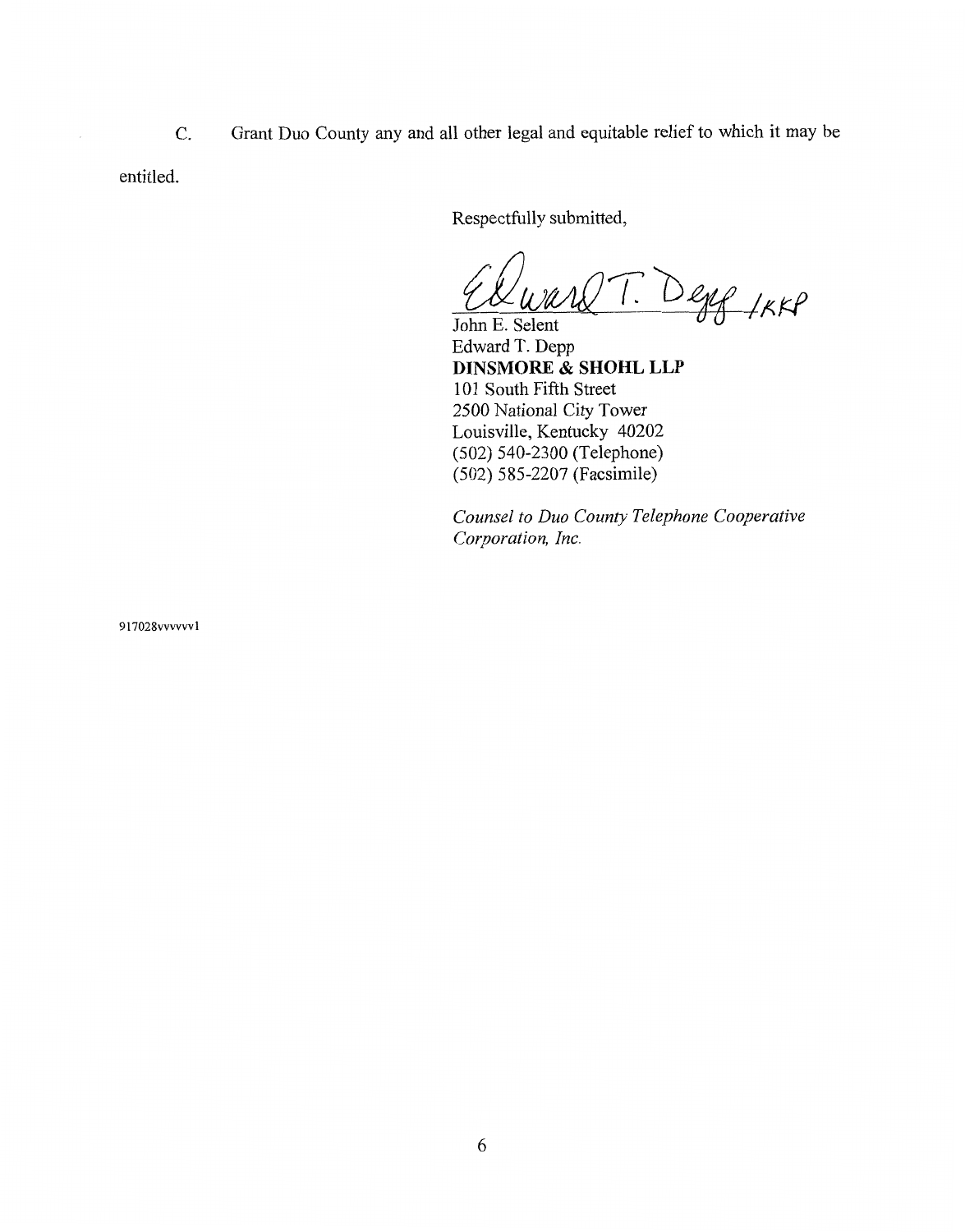C. Grant Duo County any and all other legal and equitable relief to which it may be entitled.

Respectfully submitted,

Edward T. Depp /KKP

John E. Selent
Edward T. Depp
**DINSMORE & SHOHL LLP**
101 South Fifth Street
2500 National City Tower
Louisville, Kentucky 40202
(502) 540-2300 (Telephone)
(502) 585-2207 (Facsimile)

*Counsel to Duo County Telephone Cooperative Corporation, Inc.*

917028vvvvvv1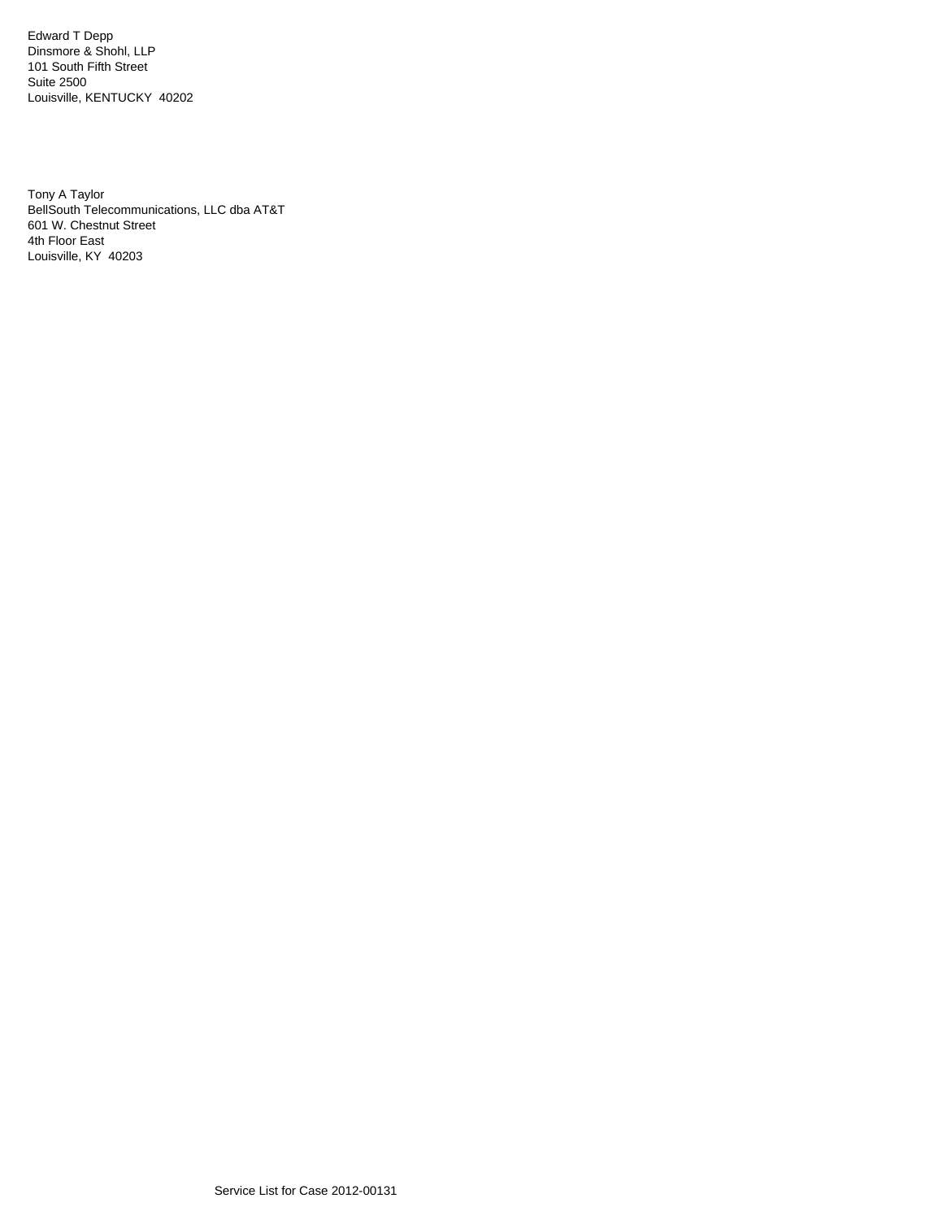Edward T Depp
Dinsmore & Shohl, LLP
101 South Fifth Street
Suite 2500
Louisville, KENTUCKY 40202

Tony A Taylor
BellSouth Telecommunications, LLC dba AT&T
601 W. Chestnut Street
4th Floor East
Louisville, KY 40203

Service List for Case 2012-00131